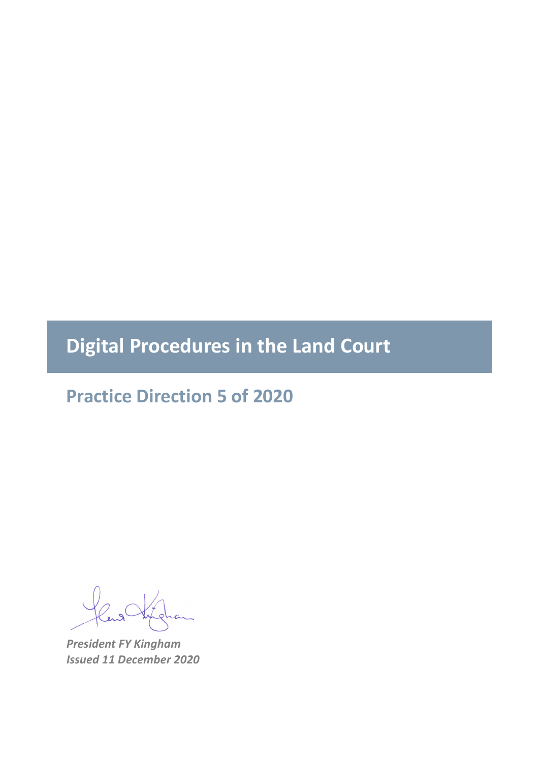# Digital Procedures in the Land Court

## Practice Direction 5 of 2020

***President FY Kingham***
***Issued 11 December 2020***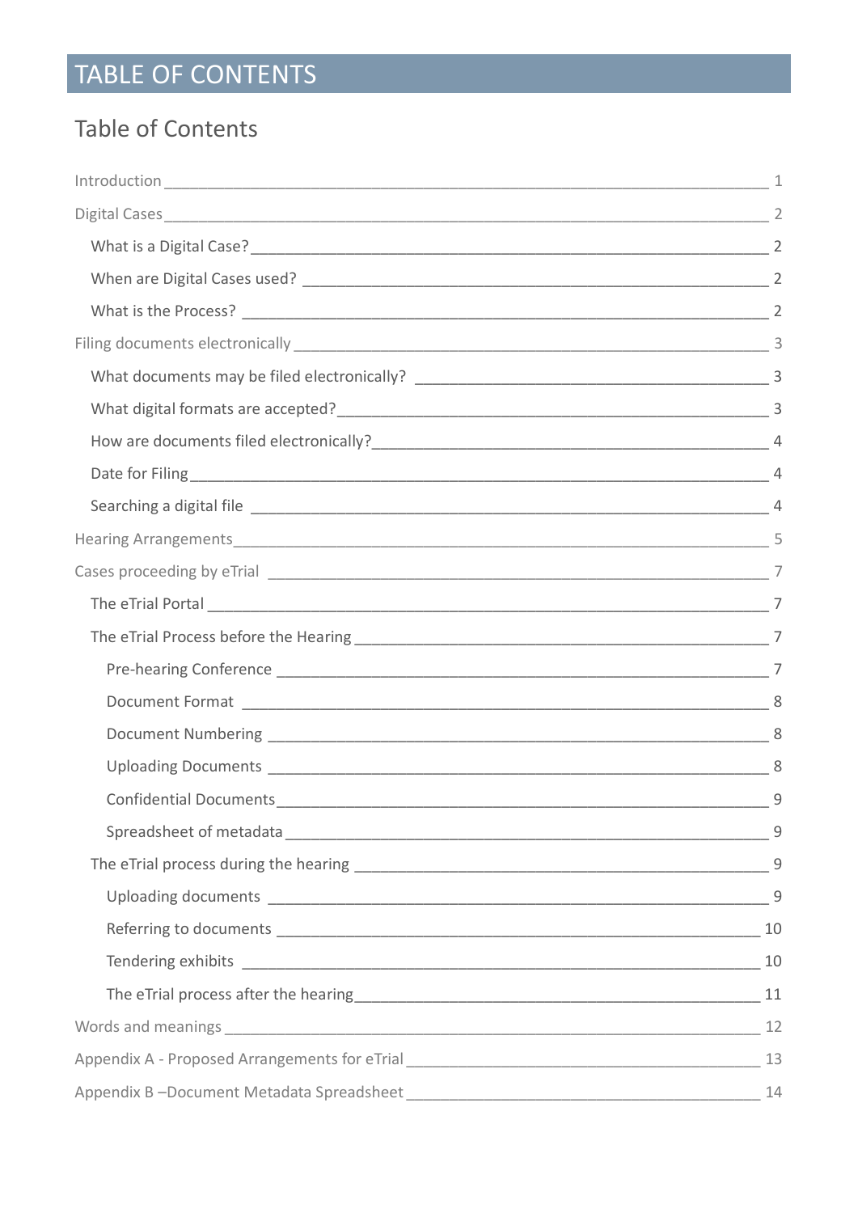# TABLE OF CONTENTS

## Table of Contents

- Introduction 1
- Digital Cases 2
  - What is a Digital Case? 2
  - When are Digital Cases used? 2
  - What is the Process? 2
- Filing documents electronically 3
  - What documents may be filed electronically? 3
  - What digital formats are accepted? 3
  - How are documents filed electronically? 4
  - Date for Filing 4
  - Searching a digital file 4
- Hearing Arrangements 5
- Cases proceeding by eTrial 7
  - The eTrial Portal 7
  - The eTrial Process before the Hearing 7
    - Pre-hearing Conference 7
    - Document Format 8
    - Document Numbering 8
    - Uploading Documents 8
    - Confidential Documents 9
    - Spreadsheet of metadata 9
  - The eTrial process during the hearing 9
    - Uploading documents 9
    - Referring to documents 10
    - Tendering exhibits 10
    - The eTrial process after the hearing 11
- Words and meanings 12
- Appendix A - Proposed Arrangements for eTrial 13
- Appendix B –Document Metadata Spreadsheet 14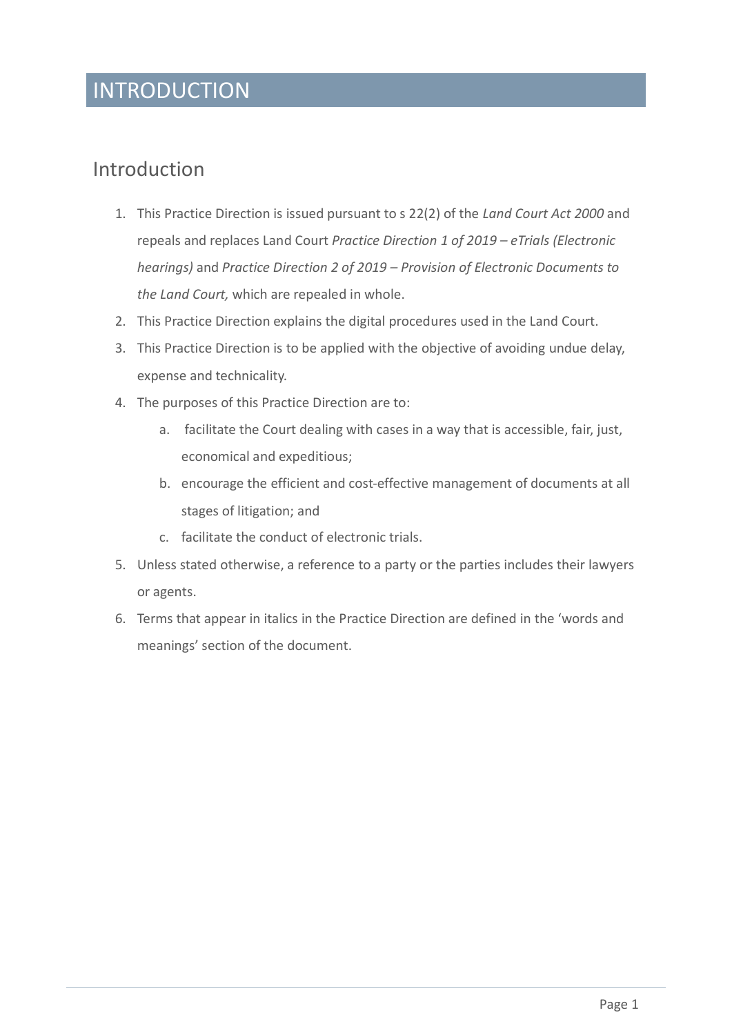# INTRODUCTION

## Introduction

1. This Practice Direction is issued pursuant to s 22(2) of the *Land Court Act 2000* and repeals and replaces Land Court *Practice Direction 1 of 2019 – eTrials (Electronic hearings)* and *Practice Direction 2 of 2019 – Provision of Electronic Documents to the Land Court,* which are repealed in whole.
2. This Practice Direction explains the digital procedures used in the Land Court.
3. This Practice Direction is to be applied with the objective of avoiding undue delay, expense and technicality.
4. The purposes of this Practice Direction are to:
   a. facilitate the Court dealing with cases in a way that is accessible, fair, just, economical and expeditious;
   b. encourage the efficient and cost-effective management of documents at all stages of litigation; and
   c. facilitate the conduct of electronic trials.
5. Unless stated otherwise, a reference to a party or the parties includes their lawyers or agents.
6. Terms that appear in italics in the Practice Direction are defined in the 'words and meanings' section of the document.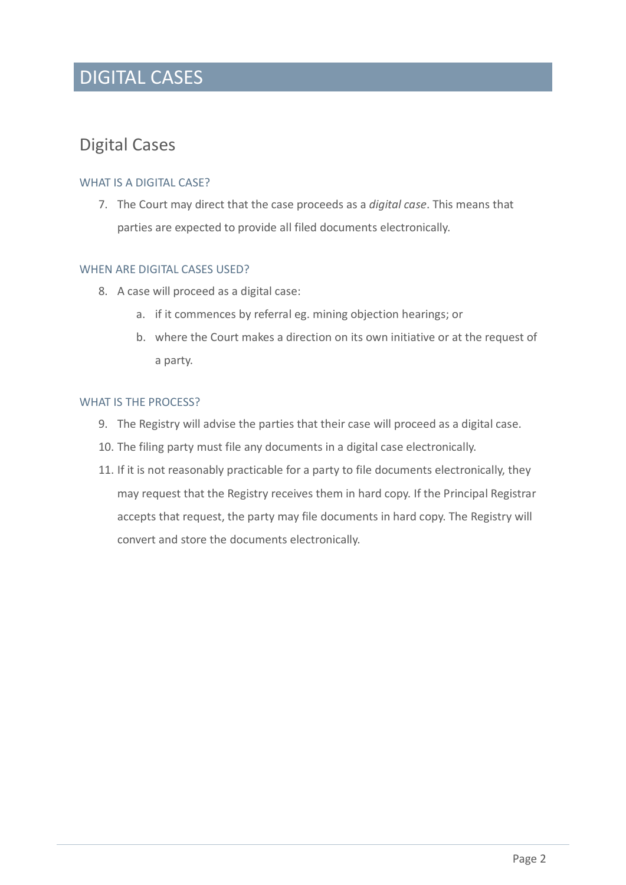# DIGITAL CASES

## Digital Cases

### WHAT IS A DIGITAL CASE?

7. The Court may direct that the case proceeds as a *digital case*. This means that parties are expected to provide all filed documents electronically.

### WHEN ARE DIGITAL CASES USED?

8. A case will proceed as a digital case:
   a. if it commences by referral eg. mining objection hearings; or
   b. where the Court makes a direction on its own initiative or at the request of a party.

### WHAT IS THE PROCESS?

9. The Registry will advise the parties that their case will proceed as a digital case.
10. The filing party must file any documents in a digital case electronically.
11. If it is not reasonably practicable for a party to file documents electronically, they may request that the Registry receives them in hard copy. If the Principal Registrar accepts that request, the party may file documents in hard copy. The Registry will convert and store the documents electronically.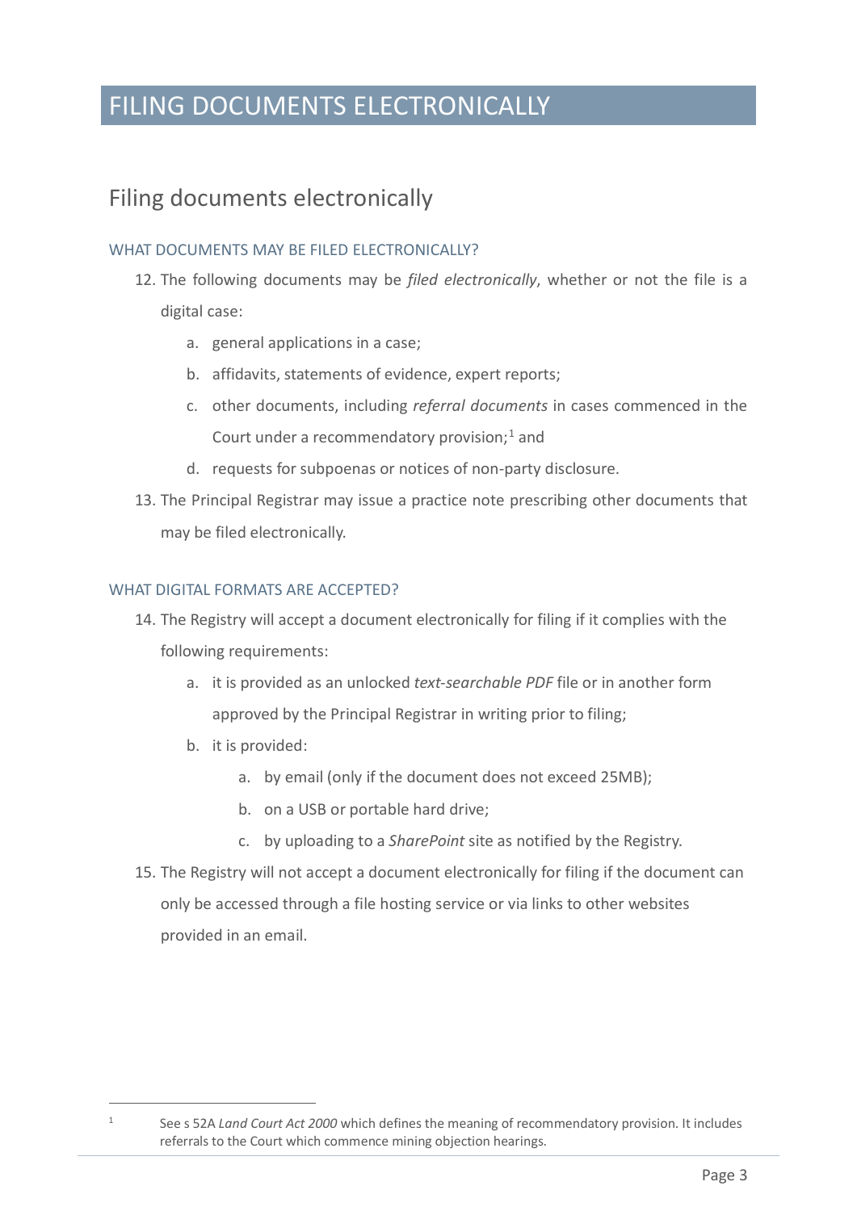# FILING DOCUMENTS ELECTRONICALLY

## Filing documents electronically

### WHAT DOCUMENTS MAY BE FILED ELECTRONICALLY?

12. The following documents may be *filed electronically*, whether or not the file is a digital case:
    a. general applications in a case;
    b. affidavits, statements of evidence, expert reports;
    c. other documents, including *referral documents* in cases commenced in the Court under a recommendatory provision;[1] and
    d. requests for subpoenas or notices of non-party disclosure.
13. The Principal Registrar may issue a practice note prescribing other documents that may be filed electronically.

### WHAT DIGITAL FORMATS ARE ACCEPTED?

14. The Registry will accept a document electronically for filing if it complies with the following requirements:
    a. it is provided as an unlocked *text-searchable PDF* file or in another form approved by the Principal Registrar in writing prior to filing;
    b. it is provided:
        a. by email (only if the document does not exceed 25MB);
        b. on a USB or portable hard drive;
        c. by uploading to a *SharePoint* site as notified by the Registry.
15. The Registry will not accept a document electronically for filing if the document can only be accessed through a file hosting service or via links to other websites provided in an email.

---

[1] See s 52A *Land Court Act 2000* which defines the meaning of recommendatory provision. It includes referrals to the Court which commence mining objection hearings.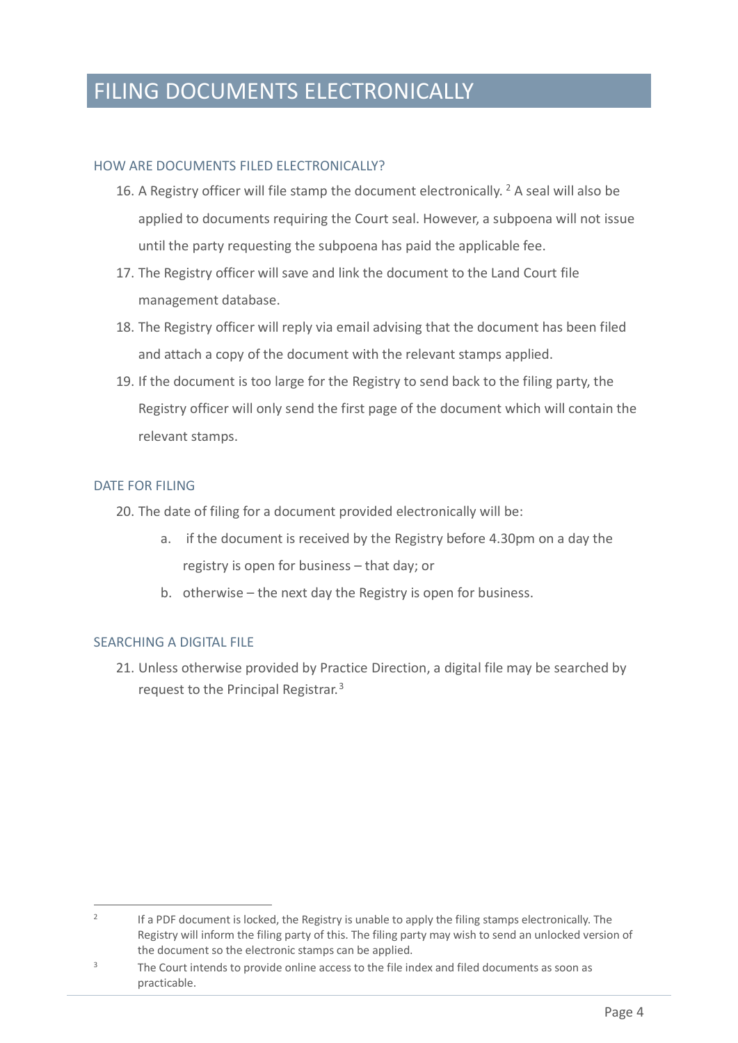# FILING DOCUMENTS ELECTRONICALLY

## HOW ARE DOCUMENTS FILED ELECTRONICALLY?

16. A Registry officer will file stamp the document electronically. [2] A seal will also be applied to documents requiring the Court seal. However, a subpoena will not issue until the party requesting the subpoena has paid the applicable fee.
17. The Registry officer will save and link the document to the Land Court file management database.
18. The Registry officer will reply via email advising that the document has been filed and attach a copy of the document with the relevant stamps applied.
19. If the document is too large for the Registry to send back to the filing party, the Registry officer will only send the first page of the document which will contain the relevant stamps.

## DATE FOR FILING

20. The date of filing for a document provided electronically will be:
    a. if the document is received by the Registry before 4.30pm on a day the registry is open for business – that day; or
    b. otherwise – the next day the Registry is open for business.

## SEARCHING A DIGITAL FILE

21. Unless otherwise provided by Practice Direction, a digital file may be searched by request to the Principal Registrar.[3]

---

[2] If a PDF document is locked, the Registry is unable to apply the filing stamps electronically. The Registry will inform the filing party of this. The filing party may wish to send an unlocked version of the document so the electronic stamps can be applied.

[3] The Court intends to provide online access to the file index and filed documents as soon as practicable.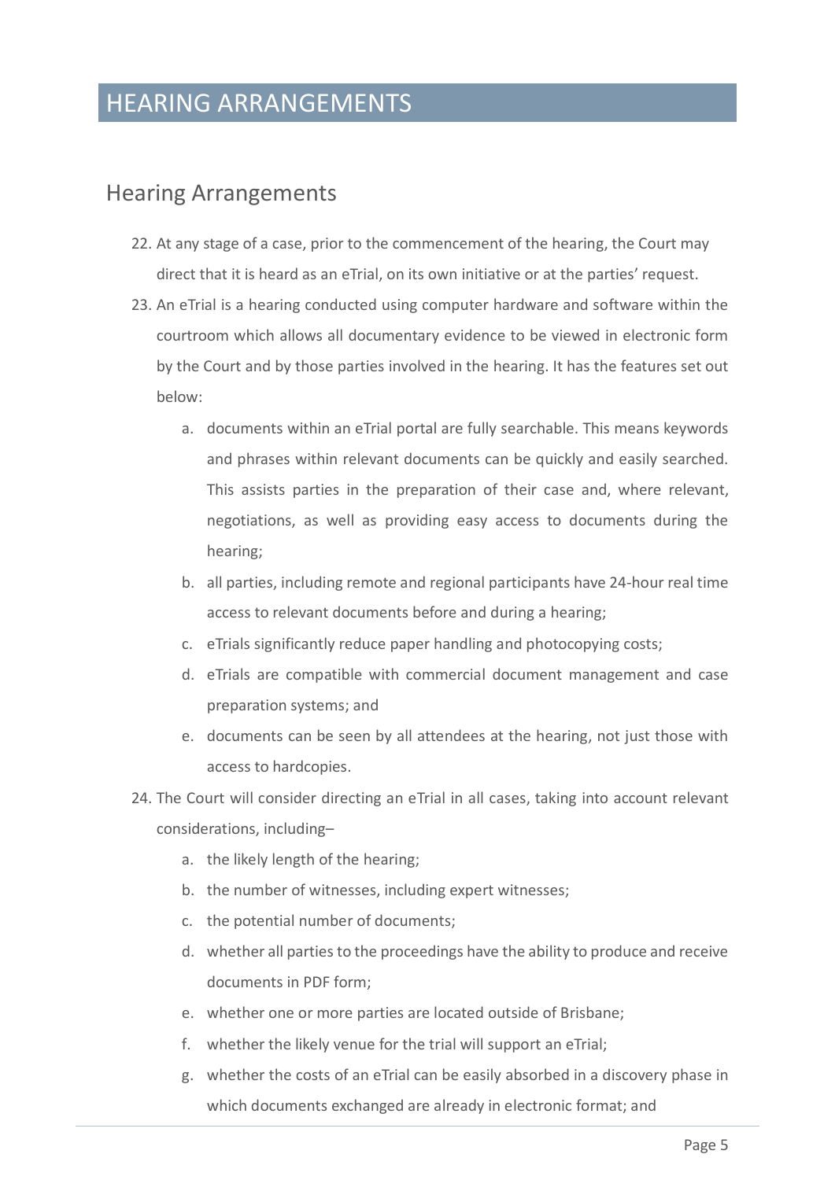# HEARING ARRANGEMENTS

## Hearing Arrangements

22. At any stage of a case, prior to the commencement of the hearing, the Court may direct that it is heard as an eTrial, on its own initiative or at the parties' request.
23. An eTrial is a hearing conducted using computer hardware and software within the courtroom which allows all documentary evidence to be viewed in electronic form by the Court and by those parties involved in the hearing. It has the features set out below:
    a. documents within an eTrial portal are fully searchable. This means keywords and phrases within relevant documents can be quickly and easily searched. This assists parties in the preparation of their case and, where relevant, negotiations, as well as providing easy access to documents during the hearing;
    b. all parties, including remote and regional participants have 24-hour real time access to relevant documents before and during a hearing;
    c. eTrials significantly reduce paper handling and photocopying costs;
    d. eTrials are compatible with commercial document management and case preparation systems; and
    e. documents can be seen by all attendees at the hearing, not just those with access to hardcopies.
24. The Court will consider directing an eTrial in all cases, taking into account relevant considerations, including–
    a. the likely length of the hearing;
    b. the number of witnesses, including expert witnesses;
    c. the potential number of documents;
    d. whether all parties to the proceedings have the ability to produce and receive documents in PDF form;
    e. whether one or more parties are located outside of Brisbane;
    f. whether the likely venue for the trial will support an eTrial;
    g. whether the costs of an eTrial can be easily absorbed in a discovery phase in which documents exchanged are already in electronic format; and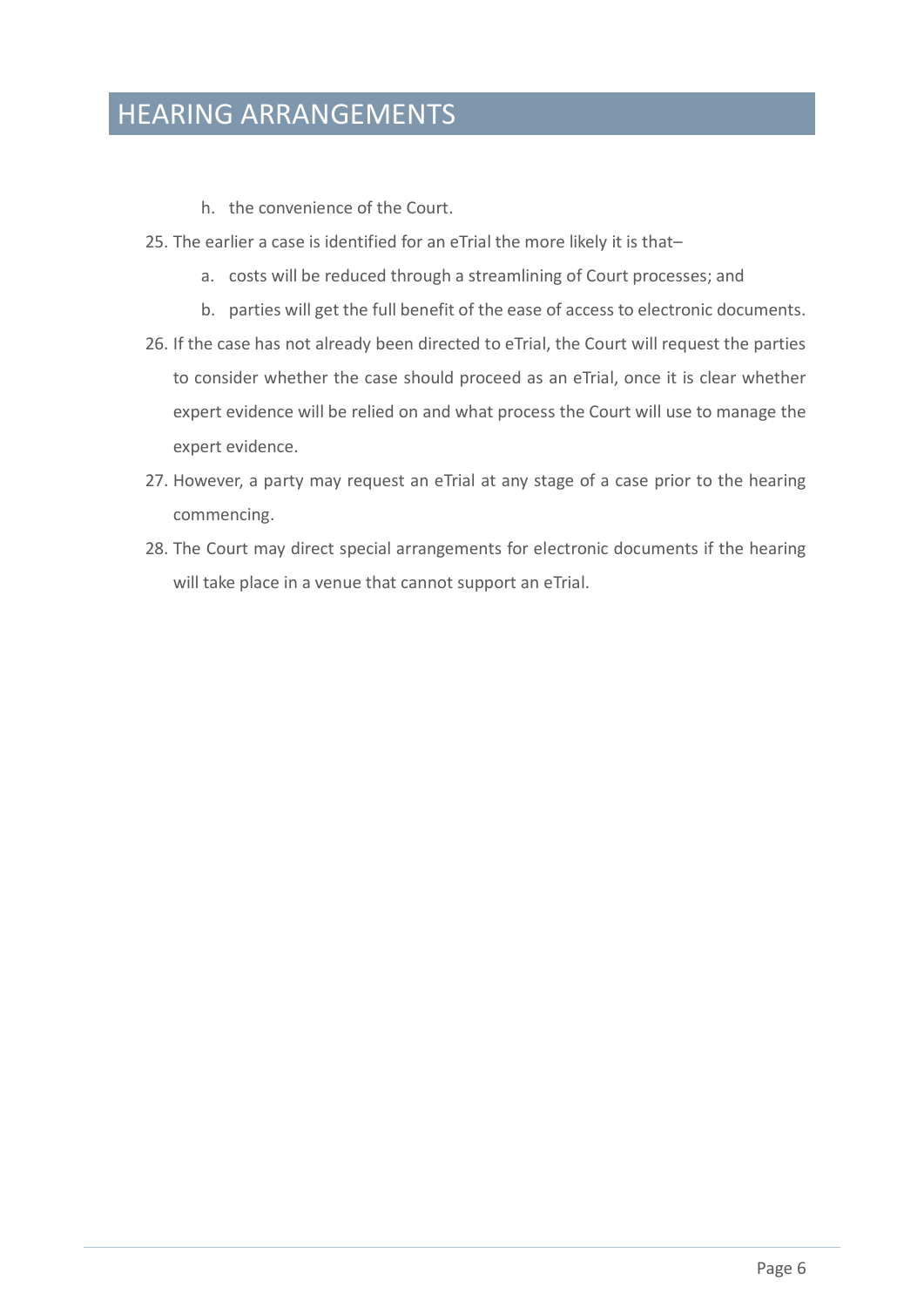# HEARING ARRANGEMENTS

   h. the convenience of the Court.

25. The earlier a case is identified for an eTrial the more likely it is that–
    a. costs will be reduced through a streamlining of Court processes; and
    b. parties will get the full benefit of the ease of access to electronic documents.

26. If the case has not already been directed to eTrial, the Court will request the parties to consider whether the case should proceed as an eTrial, once it is clear whether expert evidence will be relied on and what process the Court will use to manage the expert evidence.

27. However, a party may request an eTrial at any stage of a case prior to the hearing commencing.

28. The Court may direct special arrangements for electronic documents if the hearing will take place in a venue that cannot support an eTrial.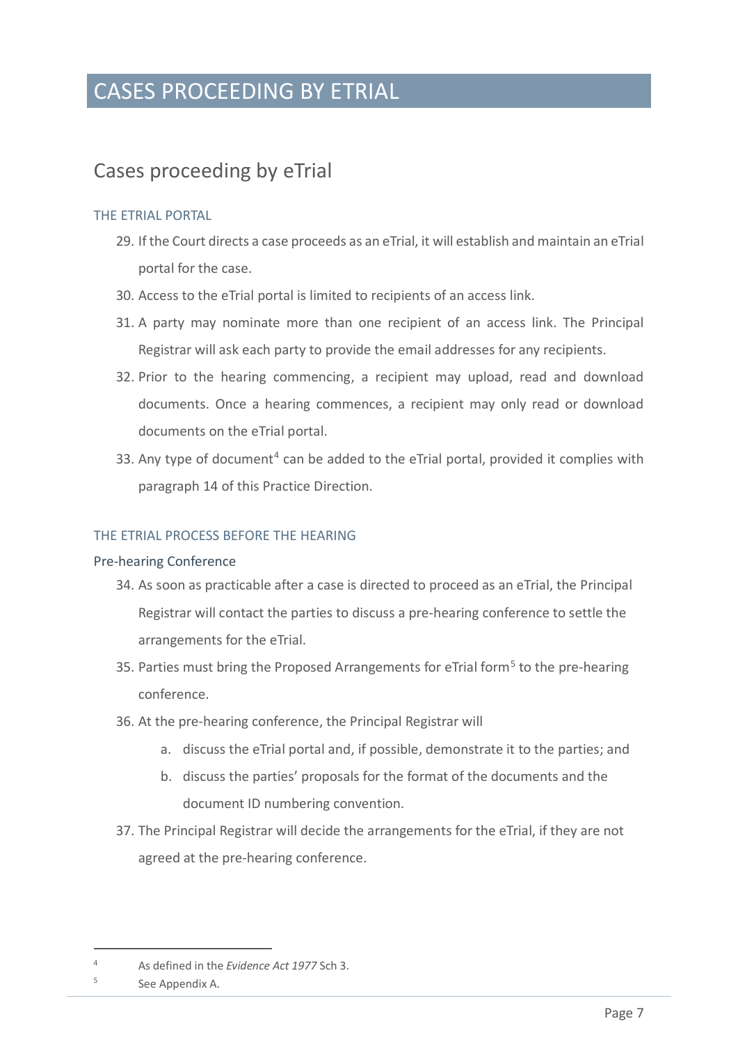# CASES PROCEEDING BY ETRIAL

## Cases proceeding by eTrial

### THE ETRIAL PORTAL

29. If the Court directs a case proceeds as an eTrial, it will establish and maintain an eTrial portal for the case.
30. Access to the eTrial portal is limited to recipients of an access link.
31. A party may nominate more than one recipient of an access link. The Principal Registrar will ask each party to provide the email addresses for any recipients.
32. Prior to the hearing commencing, a recipient may upload, read and download documents. Once a hearing commences, a recipient may only read or download documents on the eTrial portal.
33. Any type of document[4] can be added to the eTrial portal, provided it complies with paragraph 14 of this Practice Direction.

### THE ETRIAL PROCESS BEFORE THE HEARING

#### Pre-hearing Conference

34. As soon as practicable after a case is directed to proceed as an eTrial, the Principal Registrar will contact the parties to discuss a pre-hearing conference to settle the arrangements for the eTrial.
35. Parties must bring the Proposed Arrangements for eTrial form[5] to the pre-hearing conference.
36. At the pre-hearing conference, the Principal Registrar will
    a. discuss the eTrial portal and, if possible, demonstrate it to the parties; and
    b. discuss the parties' proposals for the format of the documents and the document ID numbering convention.
37. The Principal Registrar will decide the arrangements for the eTrial, if they are not agreed at the pre-hearing conference.

---

[4] As defined in the *Evidence Act 1977* Sch 3.

[5] See Appendix A.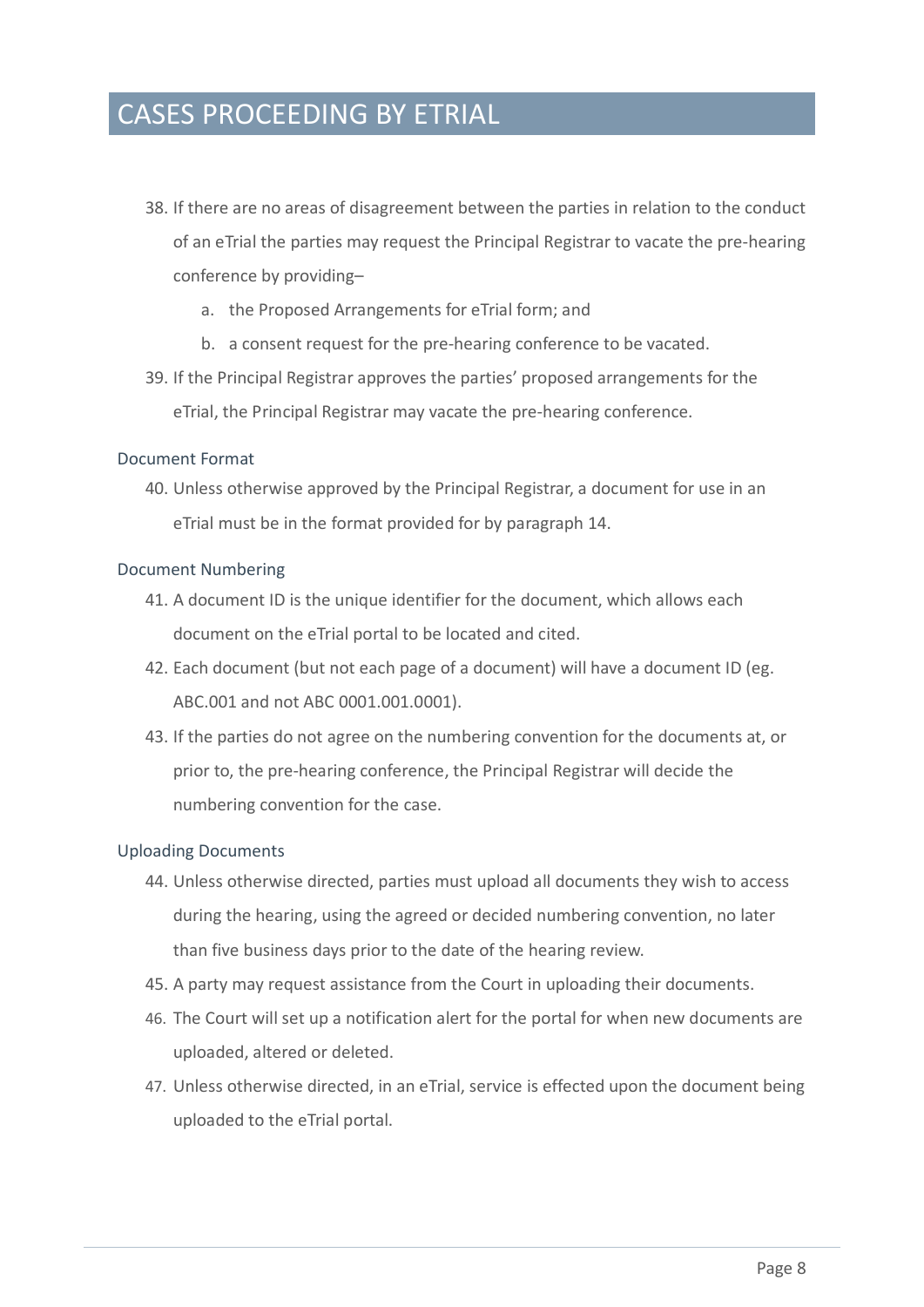# CASES PROCEEDING BY ETRIAL

38. If there are no areas of disagreement between the parties in relation to the conduct of an eTrial the parties may request the Principal Registrar to vacate the pre-hearing conference by providing–
    a. the Proposed Arrangements for eTrial form; and
    b. a consent request for the pre-hearing conference to be vacated.
39. If the Principal Registrar approves the parties' proposed arrangements for the eTrial, the Principal Registrar may vacate the pre-hearing conference.

## Document Format

40. Unless otherwise approved by the Principal Registrar, a document for use in an eTrial must be in the format provided for by paragraph 14.

## Document Numbering

41. A document ID is the unique identifier for the document, which allows each document on the eTrial portal to be located and cited.
42. Each document (but not each page of a document) will have a document ID (eg. ABC.001 and not ABC 0001.001.0001).
43. If the parties do not agree on the numbering convention for the documents at, or prior to, the pre-hearing conference, the Principal Registrar will decide the numbering convention for the case.

## Uploading Documents

44. Unless otherwise directed, parties must upload all documents they wish to access during the hearing, using the agreed or decided numbering convention, no later than five business days prior to the date of the hearing review.
45. A party may request assistance from the Court in uploading their documents.
46. The Court will set up a notification alert for the portal for when new documents are uploaded, altered or deleted.
47. Unless otherwise directed, in an eTrial, service is effected upon the document being uploaded to the eTrial portal.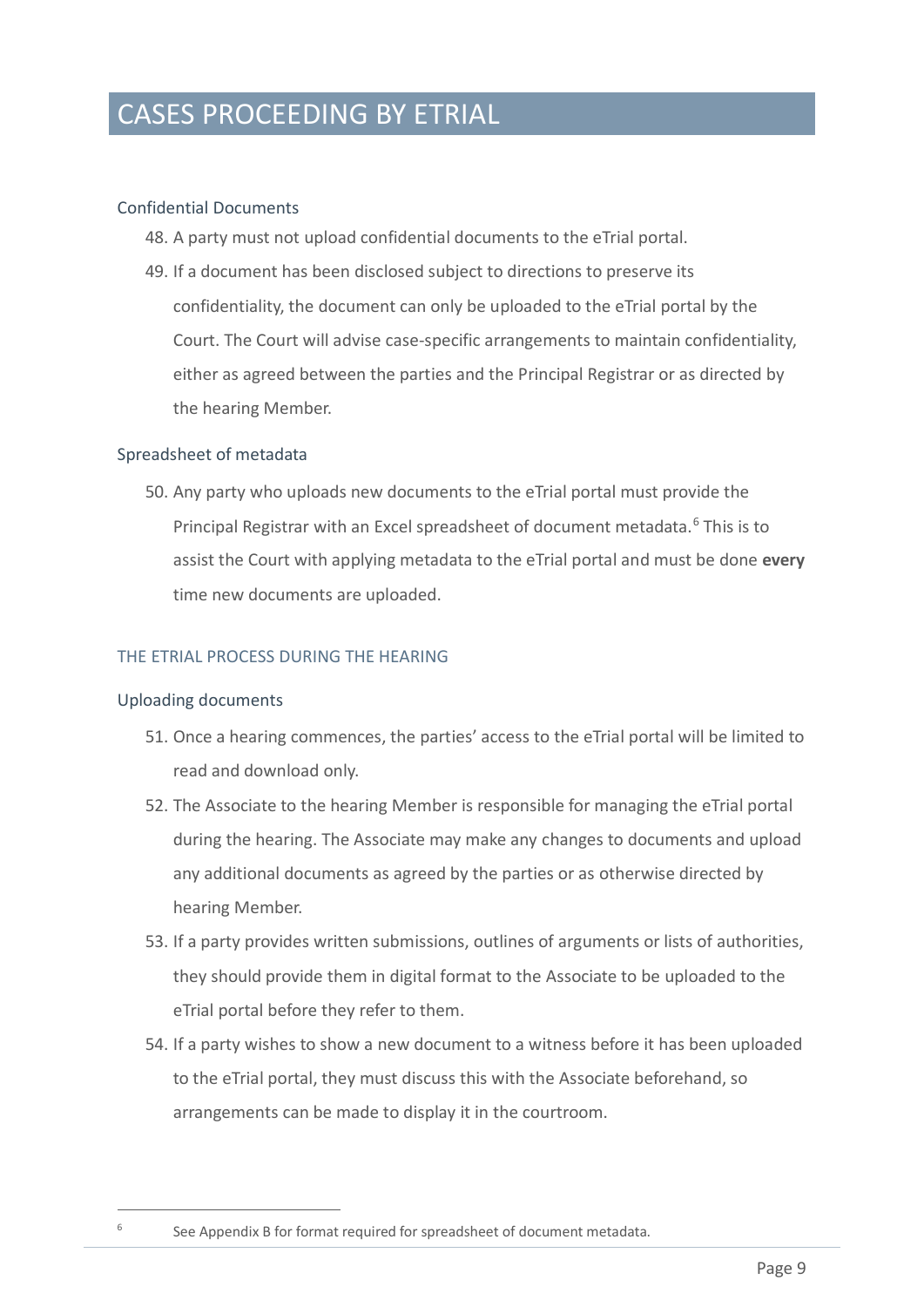# CASES PROCEEDING BY ETRIAL

### Confidential Documents

48. A party must not upload confidential documents to the eTrial portal.
49. If a document has been disclosed subject to directions to preserve its confidentiality, the document can only be uploaded to the eTrial portal by the Court. The Court will advise case-specific arrangements to maintain confidentiality, either as agreed between the parties and the Principal Registrar or as directed by the hearing Member.

### Spreadsheet of metadata

50. Any party who uploads new documents to the eTrial portal must provide the Principal Registrar with an Excel spreadsheet of document metadata.[6] This is to assist the Court with applying metadata to the eTrial portal and must be done **every** time new documents are uploaded.

## THE ETRIAL PROCESS DURING THE HEARING

### Uploading documents

51. Once a hearing commences, the parties' access to the eTrial portal will be limited to read and download only.
52. The Associate to the hearing Member is responsible for managing the eTrial portal during the hearing. The Associate may make any changes to documents and upload any additional documents as agreed by the parties or as otherwise directed by hearing Member.
53. If a party provides written submissions, outlines of arguments or lists of authorities, they should provide them in digital format to the Associate to be uploaded to the eTrial portal before they refer to them.
54. If a party wishes to show a new document to a witness before it has been uploaded to the eTrial portal, they must discuss this with the Associate beforehand, so arrangements can be made to display it in the courtroom.

---

[6] See Appendix B for format required for spreadsheet of document metadata.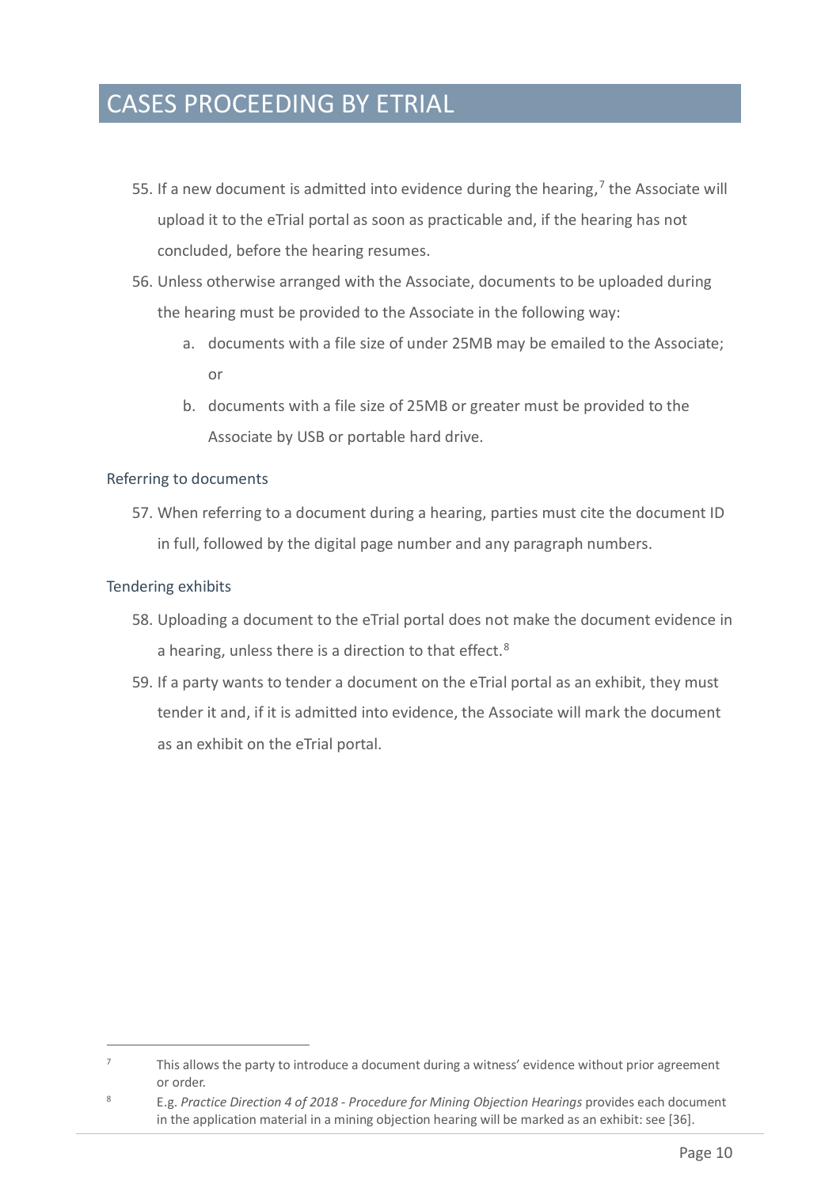# CASES PROCEEDING BY ETRIAL

55. If a new document is admitted into evidence during the hearing,[7] the Associate will upload it to the eTrial portal as soon as practicable and, if the hearing has not concluded, before the hearing resumes.
56. Unless otherwise arranged with the Associate, documents to be uploaded during the hearing must be provided to the Associate in the following way:
    a. documents with a file size of under 25MB may be emailed to the Associate; or
    b. documents with a file size of 25MB or greater must be provided to the Associate by USB or portable hard drive.

## Referring to documents

57. When referring to a document during a hearing, parties must cite the document ID in full, followed by the digital page number and any paragraph numbers.

## Tendering exhibits

58. Uploading a document to the eTrial portal does not make the document evidence in a hearing, unless there is a direction to that effect.[8]
59. If a party wants to tender a document on the eTrial portal as an exhibit, they must tender it and, if it is admitted into evidence, the Associate will mark the document as an exhibit on the eTrial portal.

---

[7] This allows the party to introduce a document during a witness' evidence without prior agreement or order.

[8] E.g. *Practice Direction 4 of 2018 - Procedure for Mining Objection Hearings* provides each document in the application material in a mining objection hearing will be marked as an exhibit: see [36].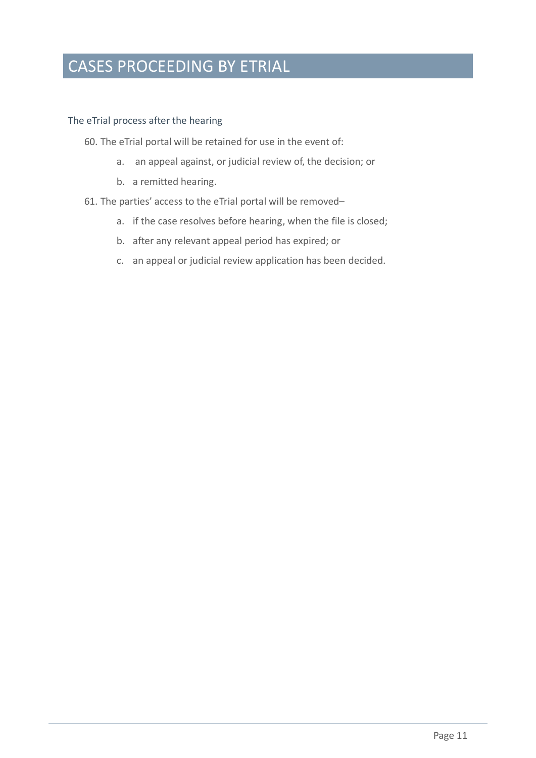# CASES PROCEEDING BY ETRIAL

## The eTrial process after the hearing

60. The eTrial portal will be retained for use in the event of:

    a. an appeal against, or judicial review of, the decision; or

    b. a remitted hearing.

61. The parties' access to the eTrial portal will be removed–

    a. if the case resolves before hearing, when the file is closed;

    b. after any relevant appeal period has expired; or

    c. an appeal or judicial review application has been decided.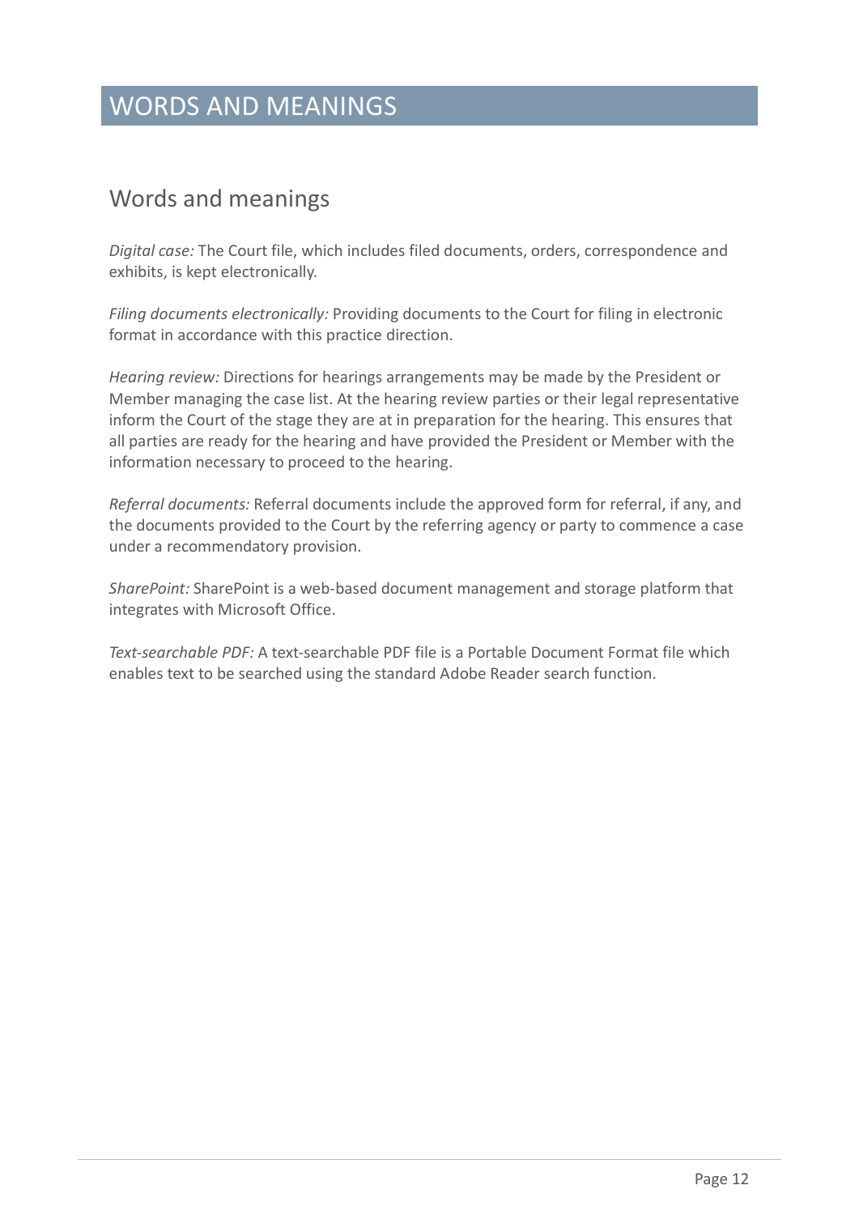# WORDS AND MEANINGS

## Words and meanings

*Digital case:* The Court file, which includes filed documents, orders, correspondence and exhibits, is kept electronically.

*Filing documents electronically:* Providing documents to the Court for filing in electronic format in accordance with this practice direction.

*Hearing review:* Directions for hearings arrangements may be made by the President or Member managing the case list. At the hearing review parties or their legal representative inform the Court of the stage they are at in preparation for the hearing. This ensures that all parties are ready for the hearing and have provided the President or Member with the information necessary to proceed to the hearing.

*Referral documents:* Referral documents include the approved form for referral, if any, and the documents provided to the Court by the referring agency or party to commence a case under a recommendatory provision.

*SharePoint:* SharePoint is a web-based document management and storage platform that integrates with Microsoft Office.

*Text-searchable PDF:* A text-searchable PDF file is a Portable Document Format file which enables text to be searched using the standard Adobe Reader search function.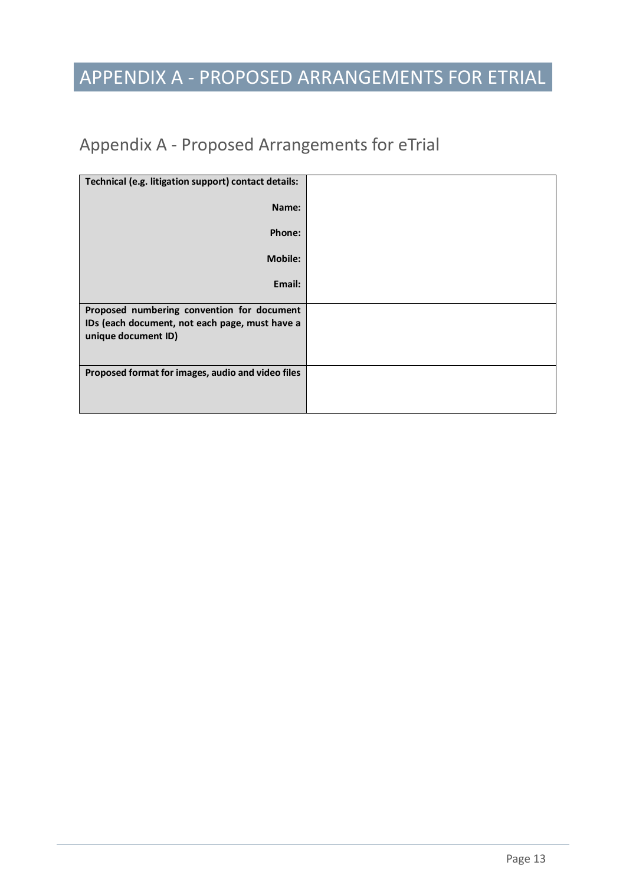# APPENDIX A - PROPOSED ARRANGEMENTS FOR ETRIAL

## Appendix A - Proposed Arrangements for eTrial

| | |
|---|---|
| **Technical (e.g. litigation support) contact details:**<br><br>**Name:**<br><br>**Phone:**<br><br>**Mobile:**<br><br>**Email:** | |
| **Proposed numbering convention for document IDs (each document, not each page, must have a unique document ID)** | |
| **Proposed format for images, audio and video files** | |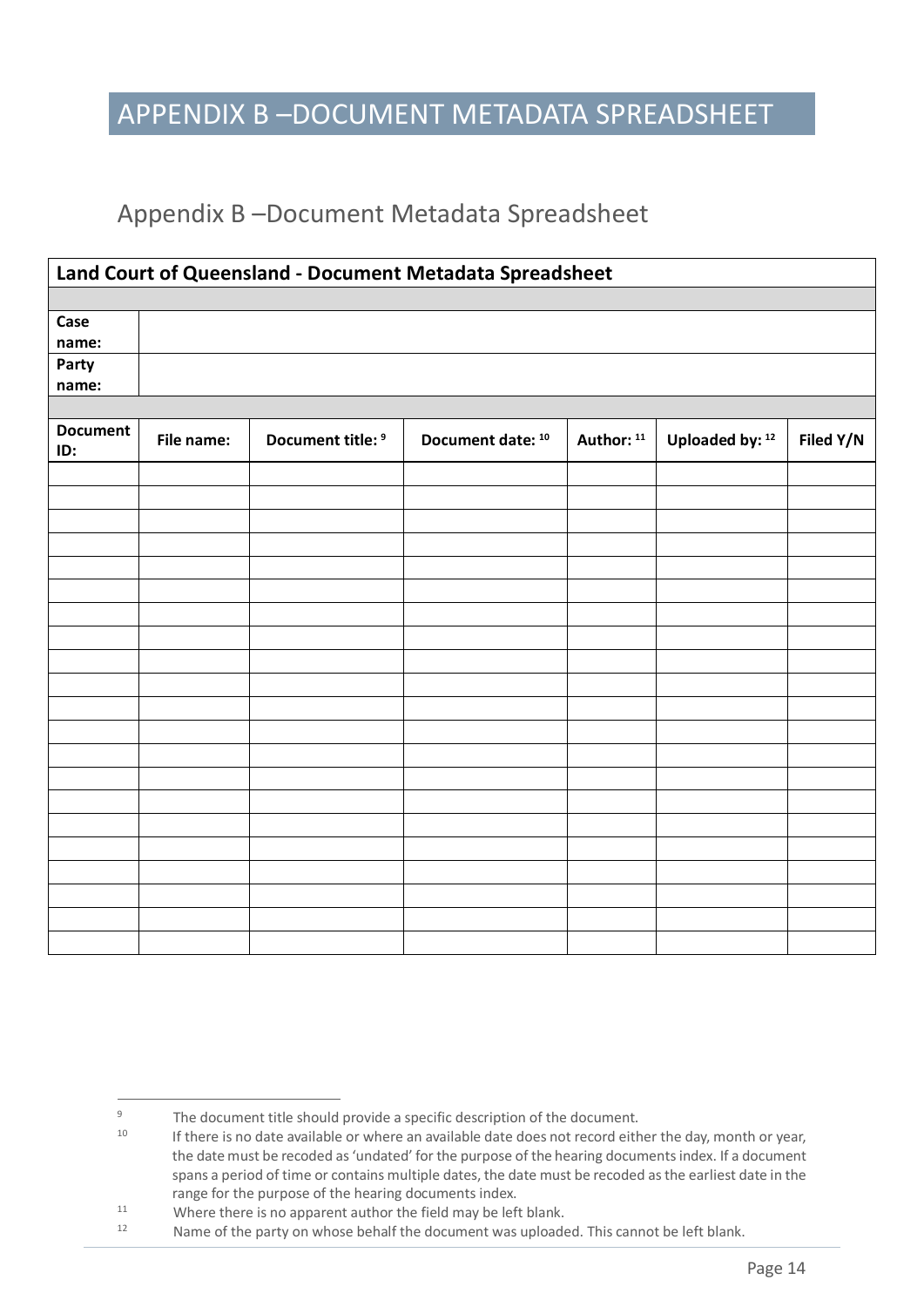# APPENDIX B –DOCUMENT METADATA SPREADSHEET

## Appendix B –Document Metadata Spreadsheet

| **Land Court of Queensland - Document Metadata Spreadsheet** | | | | | | |
|---|---|---|---|---|---|---|
| | | | | | | |
| **Case name:** | | | | | | |
| **Party name:** | | | | | | |
| | | | | | | |
| **Document ID:** | **File name:** | **Document title:** [9] | **Document date:** [10] | **Author:** [11] | **Uploaded by:** [12] | **Filed Y/N** |
| | | | | | | |
| | | | | | | |
| | | | | | | |
| | | | | | | |
| | | | | | | |
| | | | | | | |
| | | | | | | |
| | | | | | | |
| | | | | | | |
| | | | | | | |
| | | | | | | |
| | | | | | | |
| | | | | | | |
| | | | | | | |
| | | | | | | |
| | | | | | | |
| | | | | | | |
| | | | | | | |
| | | | | | | |
| | | | | | | |
| | | | | | | |

---

[9] The document title should provide a specific description of the document.

[10] If there is no date available or where an available date does not record either the day, month or year, the date must be recoded as 'undated' for the purpose of the hearing documents index. If a document spans a period of time or contains multiple dates, the date must be recoded as the earliest date in the range for the purpose of the hearing documents index.

[11] Where there is no apparent author the field may be left blank.

[12] Name of the party on whose behalf the document was uploaded. This cannot be left blank.